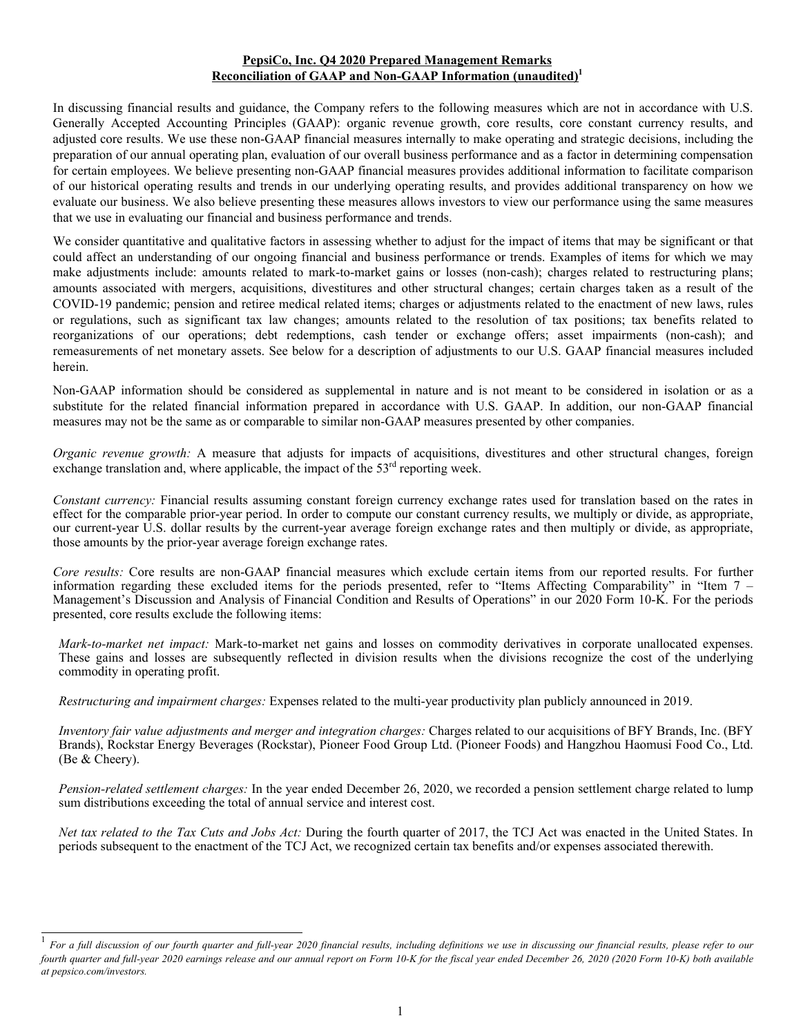**PepsiCo, Inc. Q4 2020 Prepared Management Remarks**
**Reconciliation of GAAP and Non-GAAP Information (unaudited)[1]**

In discussing financial results and guidance, the Company refers to the following measures which are not in accordance with U.S. Generally Accepted Accounting Principles (GAAP): organic revenue growth, core results, core constant currency results, and adjusted core results. We use these non-GAAP financial measures internally to make operating and strategic decisions, including the preparation of our annual operating plan, evaluation of our overall business performance and as a factor in determining compensation for certain employees. We believe presenting non-GAAP financial measures provides additional information to facilitate comparison of our historical operating results and trends in our underlying operating results, and provides additional transparency on how we evaluate our business. We also believe presenting these measures allows investors to view our performance using the same measures that we use in evaluating our financial and business performance and trends.

We consider quantitative and qualitative factors in assessing whether to adjust for the impact of items that may be significant or that could affect an understanding of our ongoing financial and business performance or trends. Examples of items for which we may make adjustments include: amounts related to mark-to-market gains or losses (non-cash); charges related to restructuring plans; amounts associated with mergers, acquisitions, divestitures and other structural changes; certain charges taken as a result of the COVID-19 pandemic; pension and retiree medical related items; charges or adjustments related to the enactment of new laws, rules or regulations, such as significant tax law changes; amounts related to the resolution of tax positions; tax benefits related to reorganizations of our operations; debt redemptions, cash tender or exchange offers; asset impairments (non-cash); and remeasurements of net monetary assets. See below for a description of adjustments to our U.S. GAAP financial measures included herein.

Non-GAAP information should be considered as supplemental in nature and is not meant to be considered in isolation or as a substitute for the related financial information prepared in accordance with U.S. GAAP. In addition, our non-GAAP financial measures may not be the same as or comparable to similar non-GAAP measures presented by other companies.

*Organic revenue growth:* A measure that adjusts for impacts of acquisitions, divestitures and other structural changes, foreign exchange translation and, where applicable, the impact of the 53rd reporting week.

*Constant currency:* Financial results assuming constant foreign currency exchange rates used for translation based on the rates in effect for the comparable prior-year period. In order to compute our constant currency results, we multiply or divide, as appropriate, our current-year U.S. dollar results by the current-year average foreign exchange rates and then multiply or divide, as appropriate, those amounts by the prior-year average foreign exchange rates.

*Core results:* Core results are non-GAAP financial measures which exclude certain items from our reported results. For further information regarding these excluded items for the periods presented, refer to "Items Affecting Comparability" in "Item 7 – Management's Discussion and Analysis of Financial Condition and Results of Operations" in our 2020 Form 10-K. For the periods presented, core results exclude the following items:

*Mark-to-market net impact:* Mark-to-market net gains and losses on commodity derivatives in corporate unallocated expenses. These gains and losses are subsequently reflected in division results when the divisions recognize the cost of the underlying commodity in operating profit.

*Restructuring and impairment charges:* Expenses related to the multi-year productivity plan publicly announced in 2019.

*Inventory fair value adjustments and merger and integration charges:* Charges related to our acquisitions of BFY Brands, Inc. (BFY Brands), Rockstar Energy Beverages (Rockstar), Pioneer Food Group Ltd. (Pioneer Foods) and Hangzhou Haomusi Food Co., Ltd. (Be & Cheery).

*Pension-related settlement charges:* In the year ended December 26, 2020, we recorded a pension settlement charge related to lump sum distributions exceeding the total of annual service and interest cost.

*Net tax related to the Tax Cuts and Jobs Act:* During the fourth quarter of 2017, the TCJ Act was enacted in the United States. In periods subsequent to the enactment of the TCJ Act, we recognized certain tax benefits and/or expenses associated therewith.

---

[1] *For a full discussion of our fourth quarter and full-year 2020 financial results, including definitions we use in discussing our financial results, please refer to our fourth quarter and full-year 2020 earnings release and our annual report on Form 10-K for the fiscal year ended December 26, 2020 (2020 Form 10-K) both available at pepsico.com/investors.*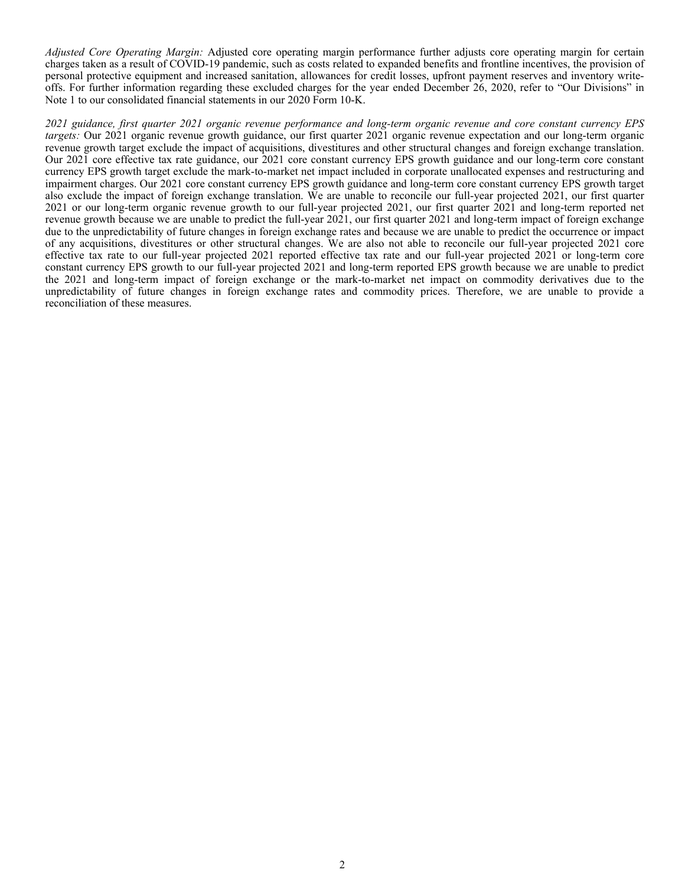*Adjusted Core Operating Margin:* Adjusted core operating margin performance further adjusts core operating margin for certain charges taken as a result of COVID-19 pandemic, such as costs related to expanded benefits and frontline incentives, the provision of personal protective equipment and increased sanitation, allowances for credit losses, upfront payment reserves and inventory write-offs. For further information regarding these excluded charges for the year ended December 26, 2020, refer to "Our Divisions" in Note 1 to our consolidated financial statements in our 2020 Form 10-K.

*2021 guidance, first quarter 2021 organic revenue performance and long-term organic revenue and core constant currency EPS targets:* Our 2021 organic revenue growth guidance, our first quarter 2021 organic revenue expectation and our long-term organic revenue growth target exclude the impact of acquisitions, divestitures and other structural changes and foreign exchange translation. Our 2021 core effective tax rate guidance, our 2021 core constant currency EPS growth guidance and our long-term core constant currency EPS growth target exclude the mark-to-market net impact included in corporate unallocated expenses and restructuring and impairment charges. Our 2021 core constant currency EPS growth guidance and long-term core constant currency EPS growth target also exclude the impact of foreign exchange translation. We are unable to reconcile our full-year projected 2021, our first quarter 2021 or our long-term organic revenue growth to our full-year projected 2021, our first quarter 2021 and long-term reported net revenue growth because we are unable to predict the full-year 2021, our first quarter 2021 and long-term impact of foreign exchange due to the unpredictability of future changes in foreign exchange rates and because we are unable to predict the occurrence or impact of any acquisitions, divestitures or other structural changes. We are also not able to reconcile our full-year projected 2021 core effective tax rate to our full-year projected 2021 reported effective tax rate and our full-year projected 2021 or long-term core constant currency EPS growth to our full-year projected 2021 and long-term reported EPS growth because we are unable to predict the 2021 and long-term impact of foreign exchange or the mark-to-market net impact on commodity derivatives due to the unpredictability of future changes in foreign exchange rates and commodity prices. Therefore, we are unable to provide a reconciliation of these measures.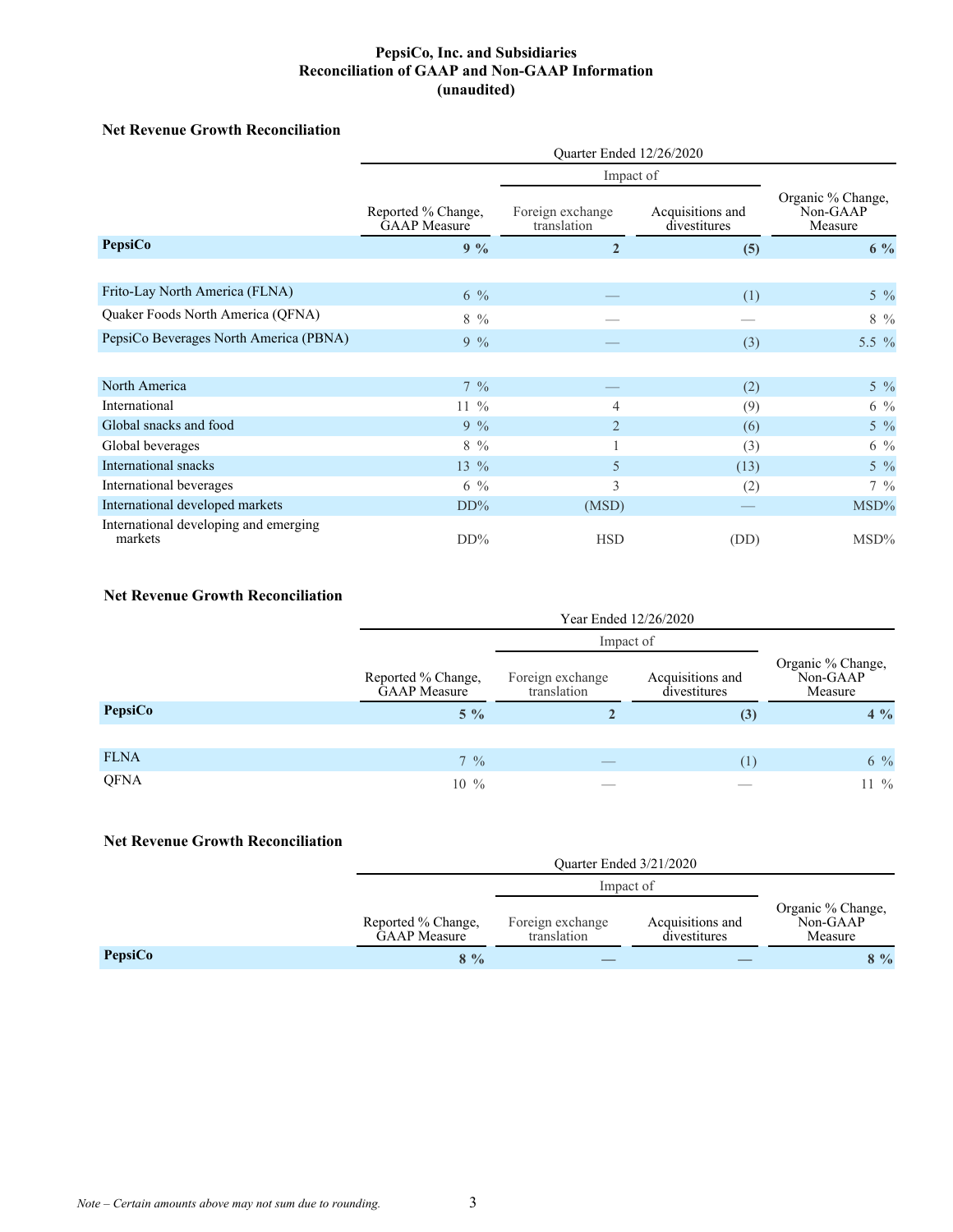**PepsiCo, Inc. and Subsidiaries**
**Reconciliation of GAAP and Non-GAAP Information**
**(unaudited)**

### Net Revenue Growth Reconciliation

| | Quarter Ended 12/26/2020 | | | |
|---|---|---|---|---|
| | | Impact of | | |
| | Reported % Change, GAAP Measure | Foreign exchange translation | Acquisitions and divestitures | Organic % Change, Non-GAAP Measure |
| **PepsiCo** | **9 %** | **2** | **(5)** | **6 %** |
| | | | | |
| Frito-Lay North America (FLNA) | 6 % | — | (1) | 5 % |
| Quaker Foods North America (QFNA) | 8 % | — | — | 8 % |
| PepsiCo Beverages North America (PBNA) | 9 % | — | (3) | 5.5 % |
| | | | | |
| North America | 7 % | — | (2) | 5 % |
| International | 11 % | 4 | (9) | 6 % |
| Global snacks and food | 9 % | 2 | (6) | 5 % |
| Global beverages | 8 % | 1 | (3) | 6 % |
| International snacks | 13 % | 5 | (13) | 5 % |
| International beverages | 6 % | 3 | (2) | 7 % |
| International developed markets | DD% | (MSD) | — | MSD% |
| International developing and emerging markets | DD% | HSD | (DD) | MSD% |

### Net Revenue Growth Reconciliation

| | Year Ended 12/26/2020 | | | |
|---|---|---|---|---|
| | | Impact of | | |
| | Reported % Change, GAAP Measure | Foreign exchange translation | Acquisitions and divestitures | Organic % Change, Non-GAAP Measure |
| **PepsiCo** | **5 %** | **2** | **(3)** | **4 %** |
| | | | | |
| FLNA | 7 % | — | (1) | 6 % |
| QFNA | 10 % | — | — | 11 % |

### Net Revenue Growth Reconciliation

| | Quarter Ended 3/21/2020 | | | |
|---|---|---|---|---|
| | | Impact of | | |
| | Reported % Change, GAAP Measure | Foreign exchange translation | Acquisitions and divestitures | Organic % Change, Non-GAAP Measure |
| **PepsiCo** | **8 %** | **—** | **—** | **8 %** |

*Note – Certain amounts above may not sum due to rounding.*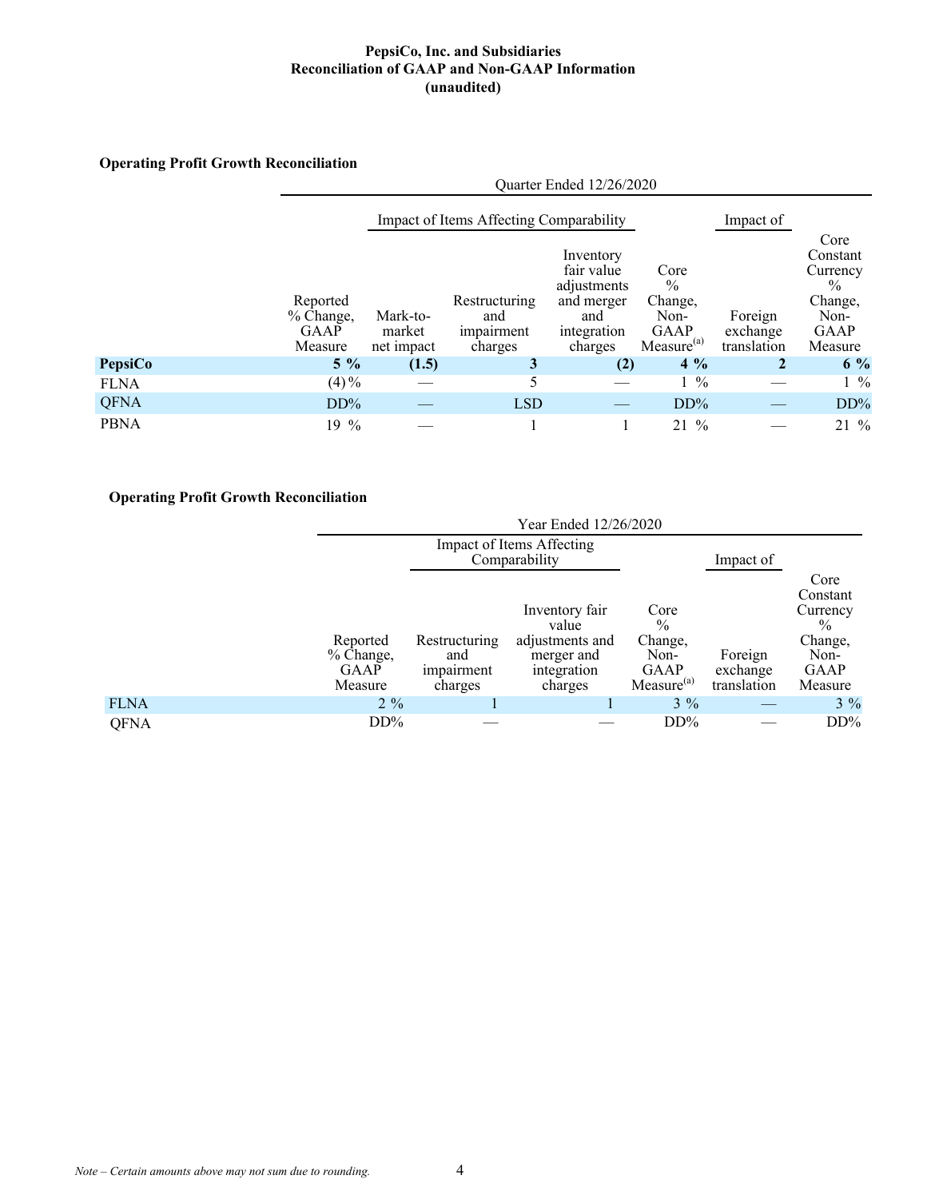# PepsiCo, Inc. and Subsidiaries
## Reconciliation of GAAP and Non-GAAP Information
### (unaudited)

**Operating Profit Growth Reconciliation**

| | Quarter Ended 12/26/2020 | | | | | | |
|---|---|---|---|---|---|---|---|
| | | Impact of Items Affecting Comparability | | | | Impact of | |
| | Reported % Change, GAAP Measure | Mark-to-market net impact | Restructuring and impairment charges | Inventory fair value adjustments and merger and integration charges | Core % Change, Non-GAAP Measure[(a)] | Foreign exchange translation | Core Constant Currency % Change, Non-GAAP Measure |
| **PepsiCo** | **5 %** | **(1.5)** | **3** | **(2)** | **4 %** | **2** | **6 %** |
| FLNA | (4)% | — | 5 | — | 1 % | — | 1 % |
| QFNA | DD% | — | LSD | — | DD% | — | DD% |
| PBNA | 19 % | — | 1 | 1 | 21 % | — | 21 % |

**Operating Profit Growth Reconciliation**

| | Year Ended 12/26/2020 | | | | | |
|---|---|---|---|---|---|---|
| | | Impact of Items Affecting Comparability | | | Impact of | |
| | Reported % Change, GAAP Measure | Restructuring and impairment charges | Inventory fair value adjustments and merger and integration charges | Core % Change, Non-GAAP Measure[(a)] | Foreign exchange translation | Core Constant Currency % Change, Non-GAAP Measure |
| FLNA | 2 % | 1 | 1 | 3 % | — | 3 % |
| QFNA | DD% | — | — | DD% | — | DD% |

*Note – Certain amounts above may not sum due to rounding.*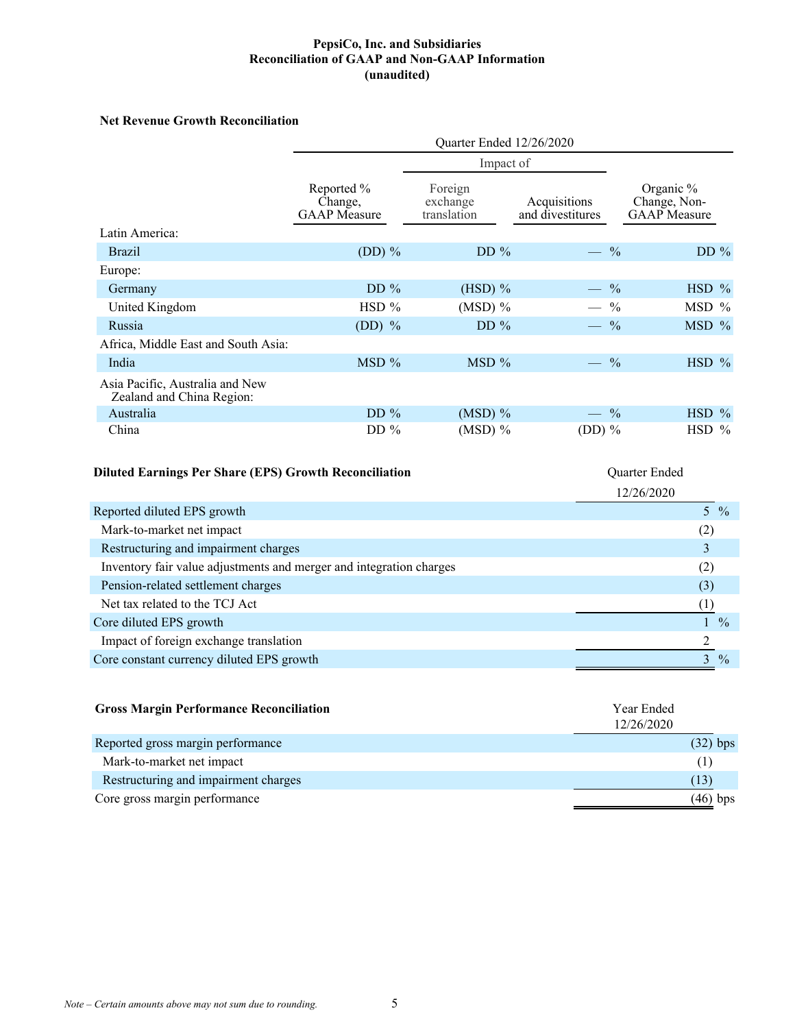**PepsiCo, Inc. and Subsidiaries**
**Reconciliation of GAAP and Non-GAAP Information**
**(unaudited)**

**Net Revenue Growth Reconciliation**

| | Quarter Ended 12/26/2020 | | | |
|---|---|---|---|---|
| | | Impact of | | |
| | Reported % Change, GAAP Measure | Foreign exchange translation | Acquisitions and divestitures | Organic % Change, Non-GAAP Measure |
| Latin America: | | | | |
| Brazil | (DD) % | DD % | — % | DD % |
| Europe: | | | | |
| Germany | DD % | (HSD) % | — % | HSD % |
| United Kingdom | HSD % | (MSD) % | — % | MSD % |
| Russia | (DD) % | DD % | — % | MSD % |
| Africa, Middle East and South Asia: | | | | |
| India | MSD % | MSD % | — % | HSD % |
| Asia Pacific, Australia and New Zealand and China Region: | | | | |
| Australia | DD % | (MSD) % | — % | HSD % |
| China | DD % | (MSD) % | (DD) % | HSD % |

| **Diluted Earnings Per Share (EPS) Growth Reconciliation** | Quarter Ended 12/26/2020 |
|---|---|
| Reported diluted EPS growth | 5 % |
| Mark-to-market net impact | (2) |
| Restructuring and impairment charges | 3 |
| Inventory fair value adjustments and merger and integration charges | (2) |
| Pension-related settlement charges | (3) |
| Net tax related to the TCJ Act | (1) |
| Core diluted EPS growth | 1 % |
| Impact of foreign exchange translation | 2 |
| Core constant currency diluted EPS growth | 3 % |

| **Gross Margin Performance Reconciliation** | Year Ended 12/26/2020 |
|---|---|
| Reported gross margin performance | (32) bps |
| Mark-to-market net impact | (1) |
| Restructuring and impairment charges | (13) |
| Core gross margin performance | (46) bps |

*Note – Certain amounts above may not sum due to rounding.*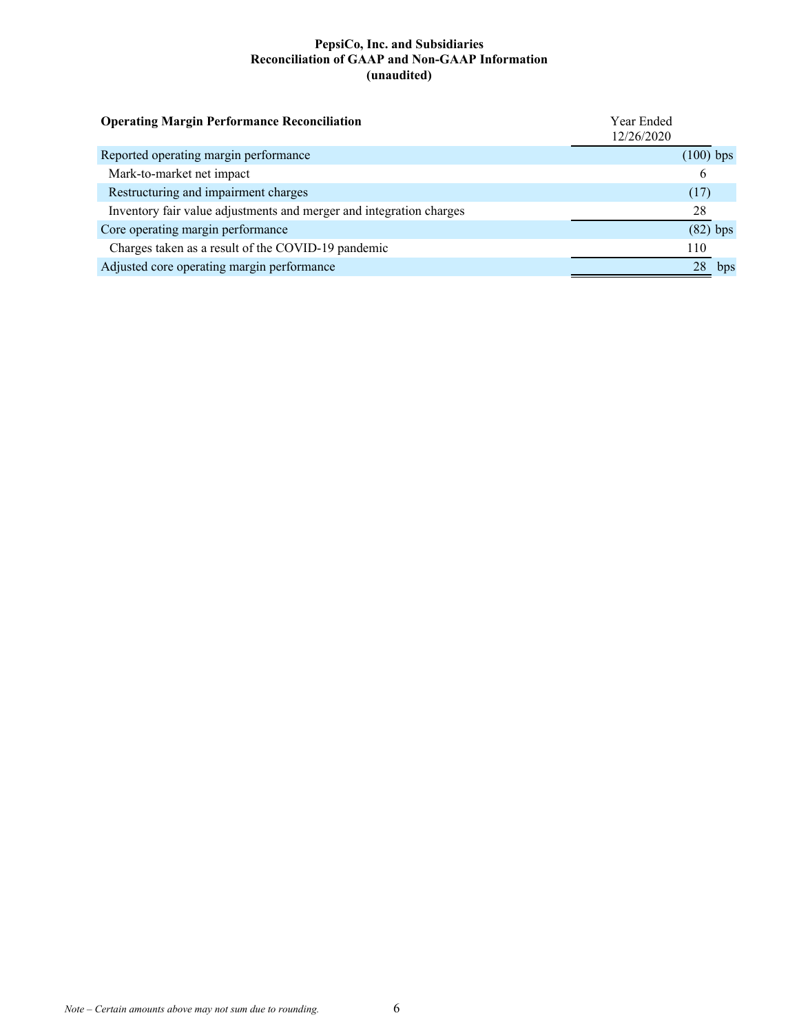**PepsiCo, Inc. and Subsidiaries**
**Reconciliation of GAAP and Non-GAAP Information**
**(unaudited)**

| **Operating Margin Performance Reconciliation** | Year Ended 12/26/2020 |
|---|---|
| Reported operating margin performance | (100) bps |
| Mark-to-market net impact | 6 |
| Restructuring and impairment charges | (17) |
| Inventory fair value adjustments and merger and integration charges | 28 |
| Core operating margin performance | (82) bps |
| Charges taken as a result of the COVID-19 pandemic | 110 |
| Adjusted core operating margin performance | 28 bps |

*Note – Certain amounts above may not sum due to rounding.*